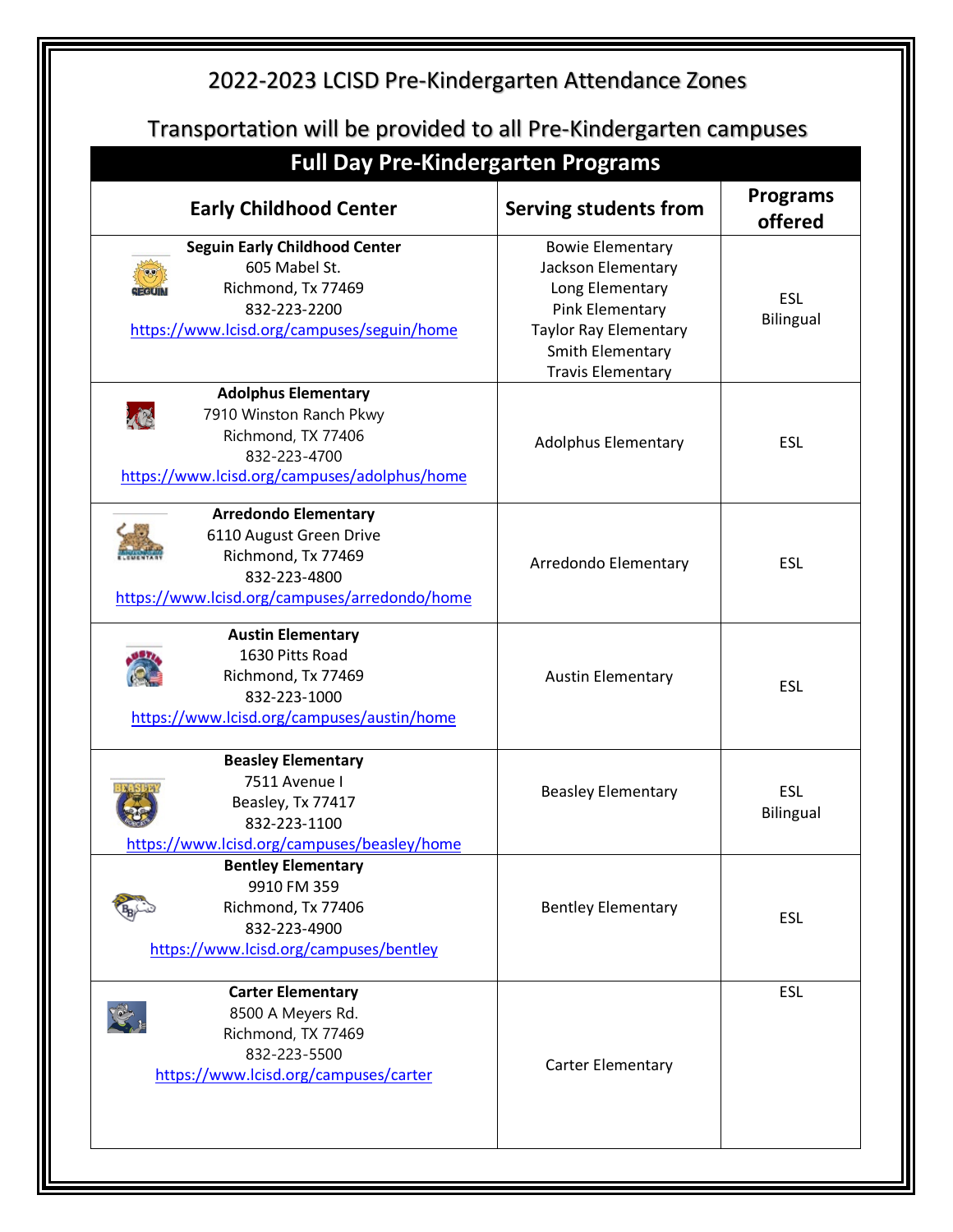# 2022-2023 LCISD Pre-Kindergarten Attendance Zones

## Transportation will be provided to all Pre-Kindergarten campuses

| Full Day Pre-Kindergarten Programs | | |
|---|---|---|
| **Early Childhood Center** | **Serving students from** | **Programs offered** |
| **Seguin Early Childhood Center**<br>605 Mabel St.<br>Richmond, Tx 77469<br>832-223-2200<br>https://www.lcisd.org/campuses/seguin/home | Bowie Elementary<br>Jackson Elementary<br>Long Elementary<br>Pink Elementary<br>Taylor Ray Elementary<br>Smith Elementary<br>Travis Elementary | ESL<br>Bilingual |
| **Adolphus Elementary**<br>7910 Winston Ranch Pkwy<br>Richmond, TX 77406<br>832-223-4700<br>https://www.lcisd.org/campuses/adolphus/home | Adolphus Elementary | ESL |
| **Arredondo Elementary**<br>6110 August Green Drive<br>Richmond, Tx 77469<br>832-223-4800<br>https://www.lcisd.org/campuses/arredondo/home | Arredondo Elementary | ESL |
| **Austin Elementary**<br>1630 Pitts Road<br>Richmond, Tx 77469<br>832-223-1000<br>https://www.lcisd.org/campuses/austin/home | Austin Elementary | ESL |
| **Beasley Elementary**<br>7511 Avenue I<br>Beasley, Tx 77417<br>832-223-1100<br>https://www.lcisd.org/campuses/beasley/home | Beasley Elementary | ESL<br>Bilingual |
| **Bentley Elementary**<br>9910 FM 359<br>Richmond, Tx 77406<br>832-223-4900<br>https://www.lcisd.org/campuses/bentley | Bentley Elementary | ESL |
| **Carter Elementary**<br>8500 A Meyers Rd.<br>Richmond, TX 77469<br>832-223-5500<br>https://www.lcisd.org/campuses/carter | Carter Elementary | ESL |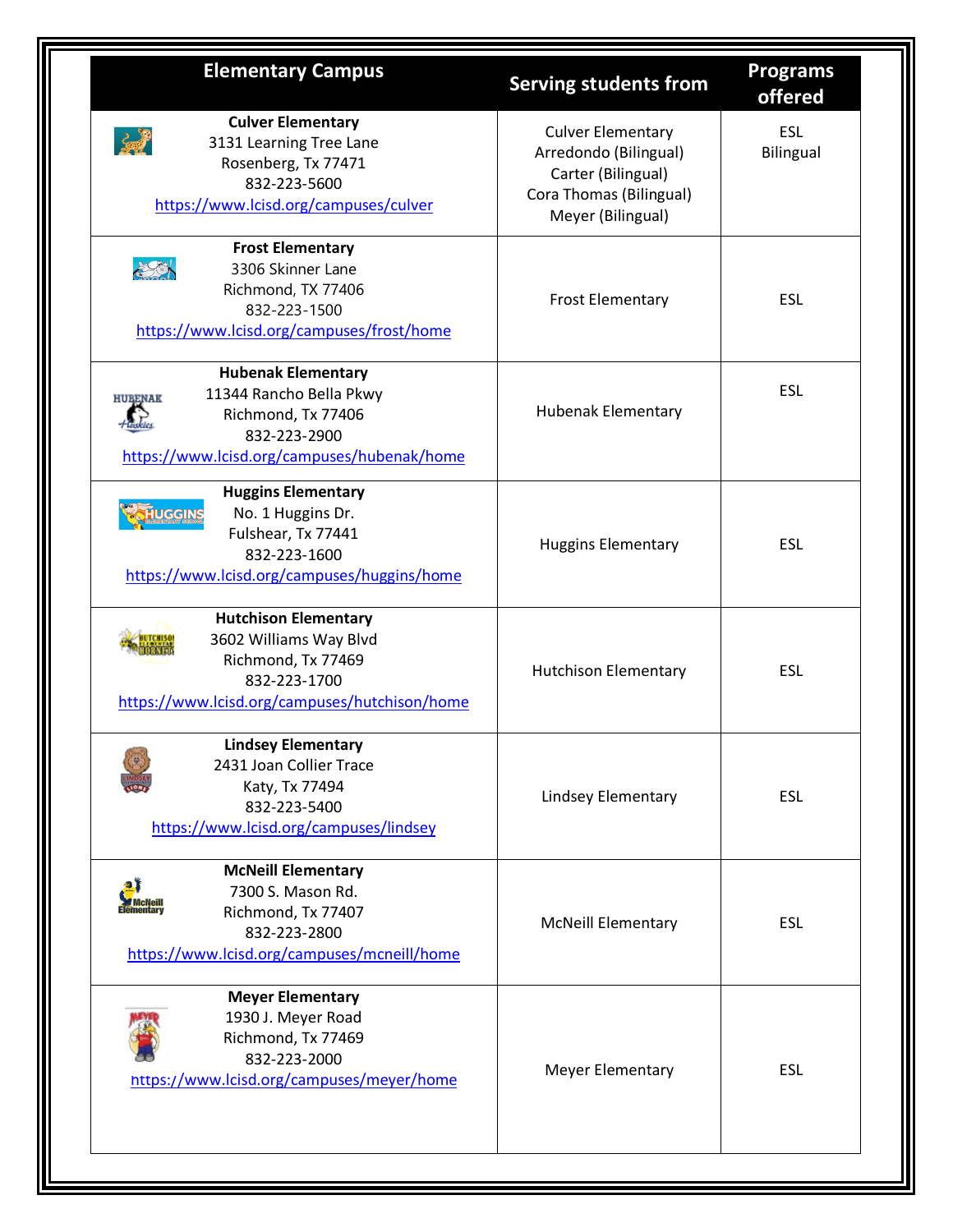| Elementary Campus | Serving students from | Programs offered |
|---|---|---|
| **Culver Elementary**<br>3131 Learning Tree Lane<br>Rosenberg, Tx 77471<br>832-223-5600<br>https://www.lcisd.org/campuses/culver | Culver Elementary<br>Arredondo (Bilingual)<br>Carter (Bilingual)<br>Cora Thomas (Bilingual)<br>Meyer (Bilingual) | ESL<br>Bilingual |
| **Frost Elementary**<br>3306 Skinner Lane<br>Richmond, TX 77406<br>832-223-1500<br>https://www.lcisd.org/campuses/frost/home | Frost Elementary | ESL |
| **Hubenak Elementary**<br>11344 Rancho Bella Pkwy<br>Richmond, Tx 77406<br>832-223-2900<br>https://www.lcisd.org/campuses/hubenak/home | Hubenak Elementary | ESL |
| **Huggins Elementary**<br>No. 1 Huggins Dr.<br>Fulshear, Tx 77441<br>832-223-1600<br>https://www.lcisd.org/campuses/huggins/home | Huggins Elementary | ESL |
| **Hutchison Elementary**<br>3602 Williams Way Blvd<br>Richmond, Tx 77469<br>832-223-1700<br>https://www.lcisd.org/campuses/hutchison/home | Hutchison Elementary | ESL |
| **Lindsey Elementary**<br>2431 Joan Collier Trace<br>Katy, Tx 77494<br>832-223-5400<br>https://www.lcisd.org/campuses/lindsey | Lindsey Elementary | ESL |
| **McNeill Elementary**<br>7300 S. Mason Rd.<br>Richmond, Tx 77407<br>832-223-2800<br>https://www.lcisd.org/campuses/mcneill/home | McNeill Elementary | ESL |
| **Meyer Elementary**<br>1930 J. Meyer Road<br>Richmond, Tx 77469<br>832-223-2000<br>https://www.lcisd.org/campuses/meyer/home | Meyer Elementary | ESL |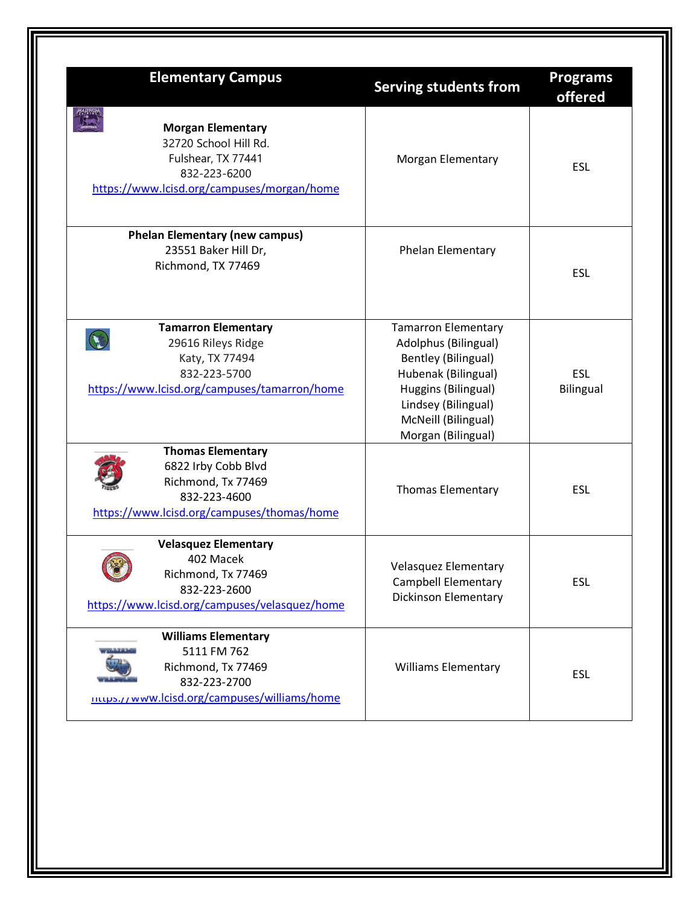| Elementary Campus | Serving students from | Programs offered |
| --- | --- | --- |
| **Morgan Elementary**<br>32720 School Hill Rd.<br>Fulshear, TX 77441<br>832-223-6200<br>https://www.lcisd.org/campuses/morgan/home | Morgan Elementary | ESL |
| **Phelan Elementary (new campus)**<br>23551 Baker Hill Dr,<br>Richmond, TX 77469 | Phelan Elementary | ESL |
| **Tamarron Elementary**<br>29616 Rileys Ridge<br>Katy, TX 77494<br>832-223-5700<br>https://www.lcisd.org/campuses/tamarron/home | Tamarron Elementary<br>Adolphus (Bilingual)<br>Bentley (Bilingual)<br>Hubenak (Bilingual)<br>Huggins (Bilingual)<br>Lindsey (Bilingual)<br>McNeill (Bilingual)<br>Morgan (Bilingual) | ESL<br>Bilingual |
| **Thomas Elementary**<br>6822 Irby Cobb Blvd<br>Richmond, Tx 77469<br>832-223-4600<br>https://www.lcisd.org/campuses/thomas/home | Thomas Elementary | ESL |
| **Velasquez Elementary**<br>402 Macek<br>Richmond, Tx 77469<br>832-223-2600<br>https://www.lcisd.org/campuses/velasquez/home | Velasquez Elementary<br>Campbell Elementary<br>Dickinson Elementary | ESL |
| **Williams Elementary**<br>5111 FM 762<br>Richmond, Tx 77469<br>832-223-2700<br>https://www.lcisd.org/campuses/williams/home | Williams Elementary | ESL |